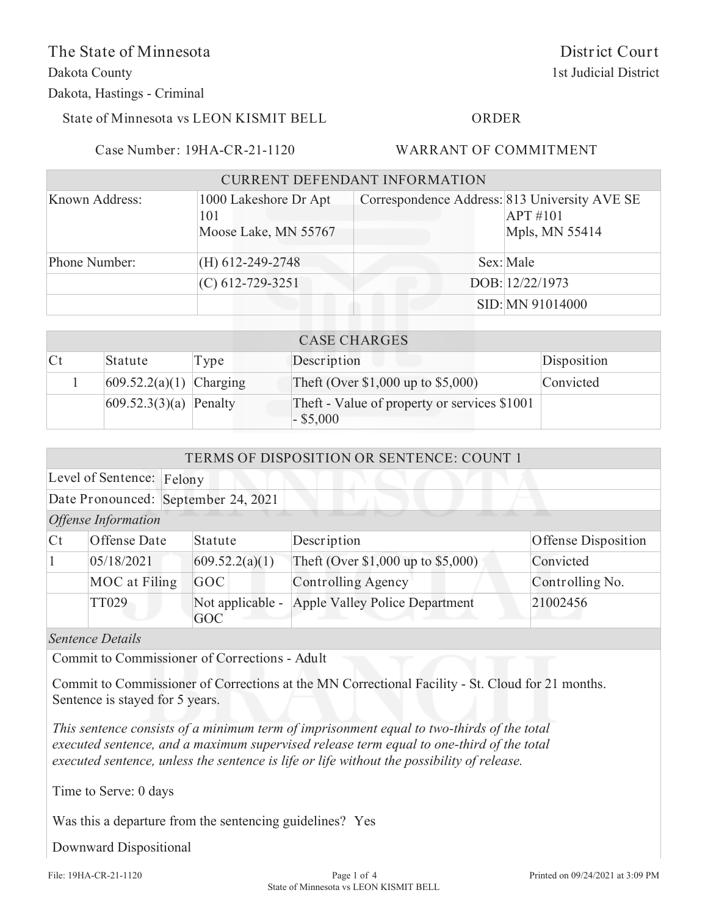The State of Minnesota

Dakota County

Dakota, Hastings - Criminal

District Court

1st Judicial District

State of Minnesota vs LEON KISMIT BELL

ORDER

Case Number: 19HA-CR-21-1120

WARRANT OF COMMITMENT

| CURRENT DEFENDANT INFORMATION | | | |
|---|---|---|---|
| Known Address: | 1000 Lakeshore Dr Apt 101<br>Moose Lake, MN 55767 | Correspondence Address: | 813 University AVE SE APT #101<br>Mpls, MN 55414 |
| Phone Number: | (H) 612-249-2748 | Sex: | Male |
| | (C) 612-729-3251 | DOB: | 12/22/1973 |
| | | SID: | MN 91014000 |

| CASE CHARGES | | | | |
|---|---|---|---|---|
| Ct | Statute | Type | Description | Disposition |
| 1 | 609.52.2(a)(1) | Charging | Theft (Over $1,000 up to $5,000) | Convicted |
| | 609.52.3(3)(a) | Penalty | Theft - Value of property or services $1001 - $5,000 | |

| TERMS OF DISPOSITION OR SENTENCE: COUNT 1 | | | | |
|---|---|---|---|---|
| Level of Sentence: | Felony | | | |
| Date Pronounced: | September 24, 2021 | | | |
| *Offense Information* | | | | |
| Ct | Offense Date | Statute | Description | Offense Disposition |
| 1 | 05/18/2021 | 609.52.2(a)(1) | Theft (Over $1,000 up to $5,000) | Convicted |
| | MOC at Filing | GOC | Controlling Agency | Controlling No. |
| | TT029 | Not applicable - GOC | Apple Valley Police Department | 21002456 |

*Sentence Details*

Commit to Commissioner of Corrections - Adult

Commit to Commissioner of Corrections at the MN Correctional Facility - St. Cloud for 21 months. Sentence is stayed for 5 years.

*This sentence consists of a minimum term of imprisonment equal to two-thirds of the total executed sentence, and a maximum supervised release term equal to one-third of the total executed sentence, unless the sentence is life or life without the possibility of release.*

Time to Serve: 0 days

Was this a departure from the sentencing guidelines? Yes

Downward Dispositional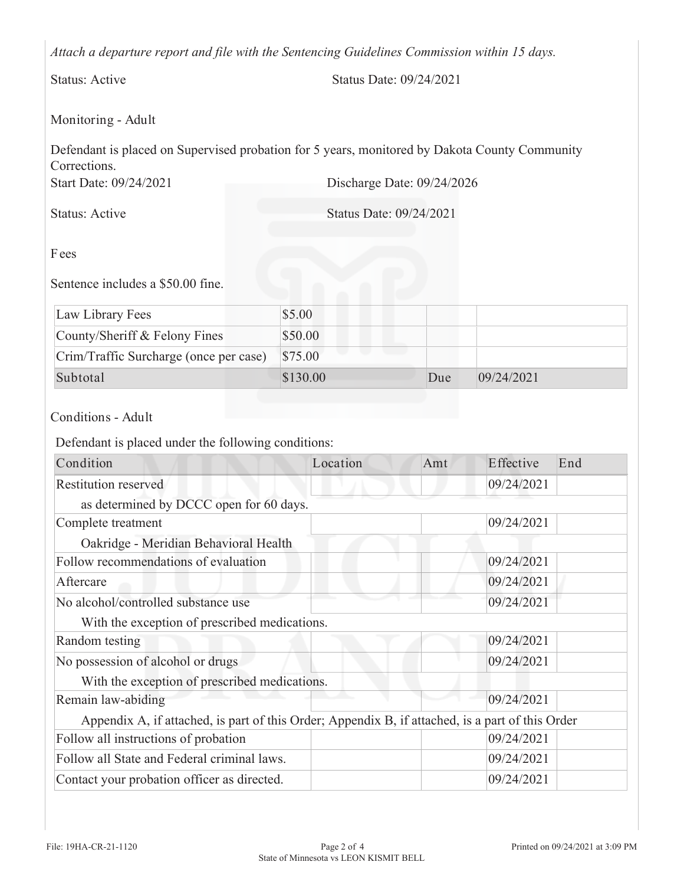*Attach a departure report and file with the Sentencing Guidelines Commission within 15 days.*

Status: Active Status Date: 09/24/2021

Monitoring - Adult

Defendant is placed on Supervised probation for 5 years, monitored by Dakota County Community Corrections.

Start Date: 09/24/2021 Discharge Date: 09/24/2026

Status: Active Status Date: 09/24/2021

Fees

Sentence includes a $50.00 fine.

| | | | |
|---|---|---|---|
| Law Library Fees | $5.00 | | |
| County/Sheriff & Felony Fines | $50.00 | | |
| Crim/Traffic Surcharge (once per case) | $75.00 | | |
| Subtotal | $130.00 | Due | 09/24/2021 |

Conditions - Adult

Defendant is placed under the following conditions:

| Condition | Location | Amt | Effective | End |
|---|---|---|---|---|
| Restitution reserved | | | 09/24/2021 | |
| as determined by DCCC open for 60 days. | | | | |
| Complete treatment | | | 09/24/2021 | |
| Oakridge - Meridian Behavioral Health | | | | |
| Follow recommendations of evaluation | | | 09/24/2021 | |
| Aftercare | | | 09/24/2021 | |
| No alcohol/controlled substance use | | | 09/24/2021 | |
| With the exception of prescribed medications. | | | | |
| Random testing | | | 09/24/2021 | |
| No possession of alcohol or drugs | | | 09/24/2021 | |
| With the exception of prescribed medications. | | | | |
| Remain law-abiding | | | 09/24/2021 | |
| Appendix A, if attached, is part of this Order; Appendix B, if attached, is a part of this Order | | | | |
| Follow all instructions of probation | | | 09/24/2021 | |
| Follow all State and Federal criminal laws. | | | 09/24/2021 | |
| Contact your probation officer as directed. | | | 09/24/2021 | |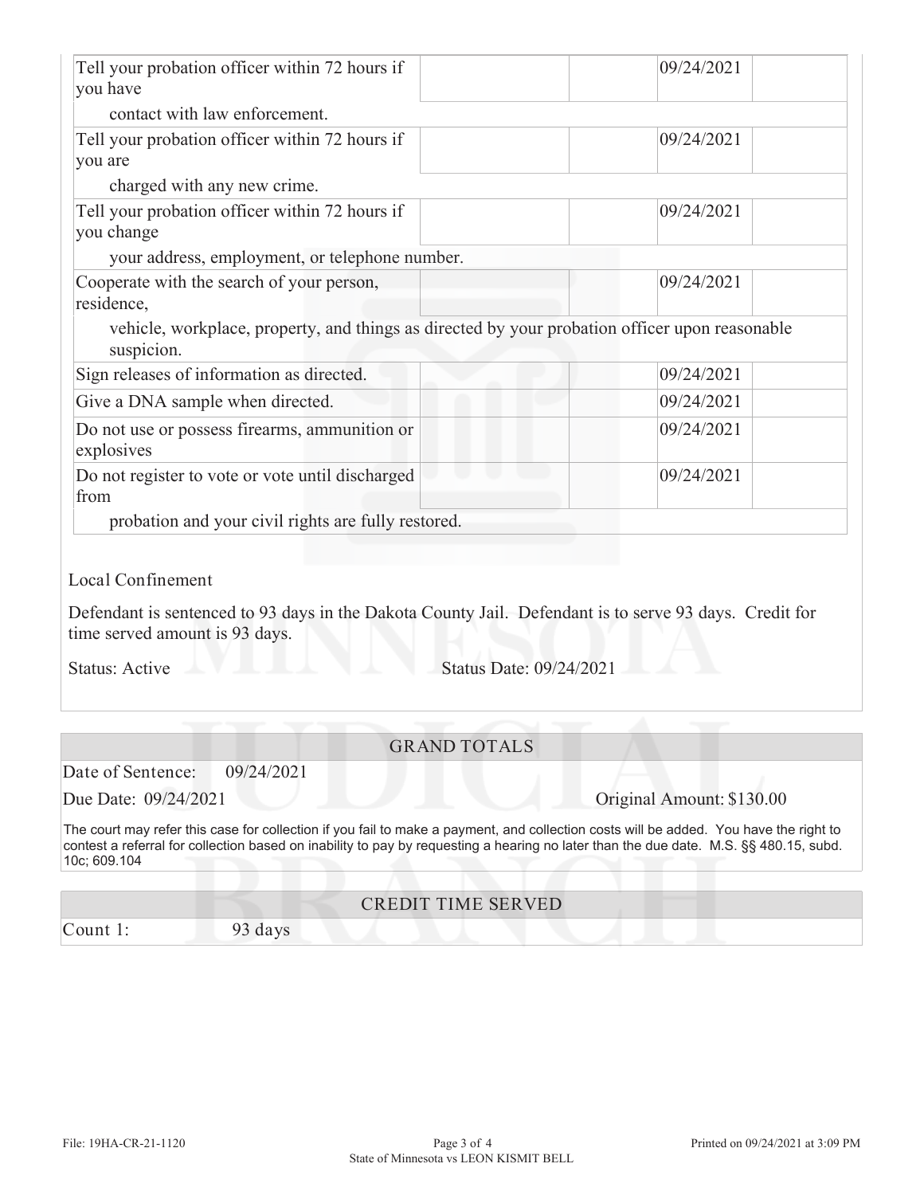| | | | | |
|---|---|---|---|---|
| Tell your probation officer within 72 hours if you have contact with law enforcement. | | | 09/24/2021 | |
| Tell your probation officer within 72 hours if you are charged with any new crime. | | | 09/24/2021 | |
| Tell your probation officer within 72 hours if you change your address, employment, or telephone number. | | | 09/24/2021 | |
| Cooperate with the search of your person, residence, vehicle, workplace, property, and things as directed by your probation officer upon reasonable suspicion. | | | 09/24/2021 | |
| Sign releases of information as directed. | | | 09/24/2021 | |
| Give a DNA sample when directed. | | | 09/24/2021 | |
| Do not use or possess firearms, ammunition or explosives | | | 09/24/2021 | |
| Do not register to vote or vote until discharged from probation and your civil rights are fully restored. | | | 09/24/2021 | |

Local Confinement

Defendant is sentenced to 93 days in the Dakota County Jail. Defendant is to serve 93 days. Credit for time served amount is 93 days.

Status: Active    Status Date: 09/24/2021

## GRAND TOTALS

Date of Sentence: 09/24/2021

Due Date: 09/24/2021    Original Amount: $130.00

The court may refer this case for collection if you fail to make a payment, and collection costs will be added. You have the right to contest a referral for collection based on inability to pay by requesting a hearing no later than the due date. M.S. §§ 480.15, subd. 10c; 609.104

## CREDIT TIME SERVED

| | |
|---|---|
| Count 1: | 93 days |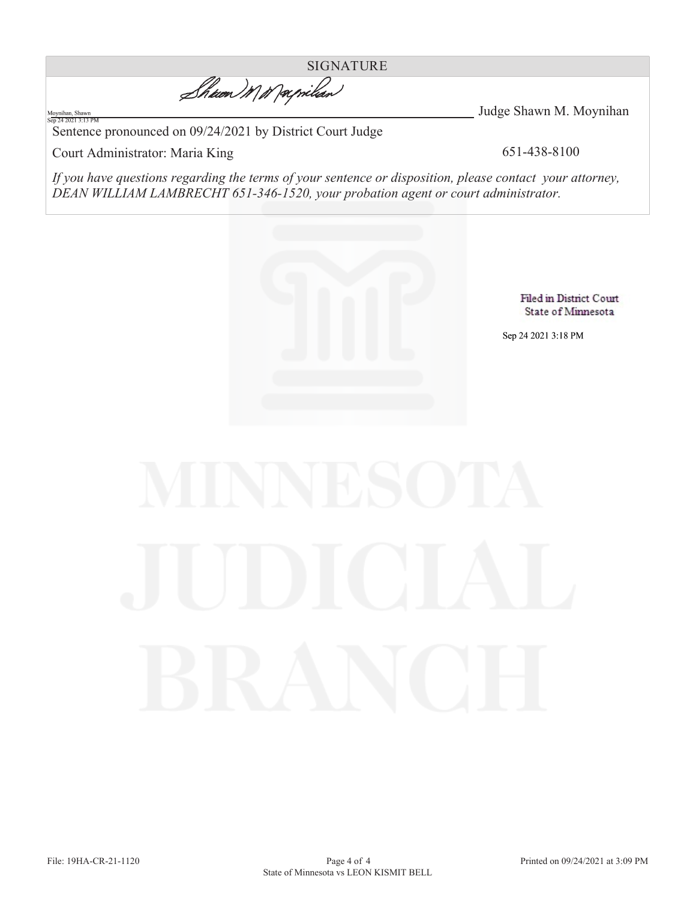## SIGNATURE

Moynihan, Shawn
Sep 24 2021 3:13 PM

Judge Shawn M. Moynihan

Sentence pronounced on 09/24/2021 by District Court Judge

Court Administrator: Maria King 651-438-8100

*If you have questions regarding the terms of your sentence or disposition, please contact your attorney, DEAN WILLIAM LAMBRECHT 651-346-1520, your probation agent or court administrator.*

Filed in District Court
State of Minnesota

Sep 24 2021 3:18 PM

File: 19HA-CR-21-1120

State of Minnesota vs LEON KISMIT BELL

Printed on 09/24/2021 at 3:09 PM